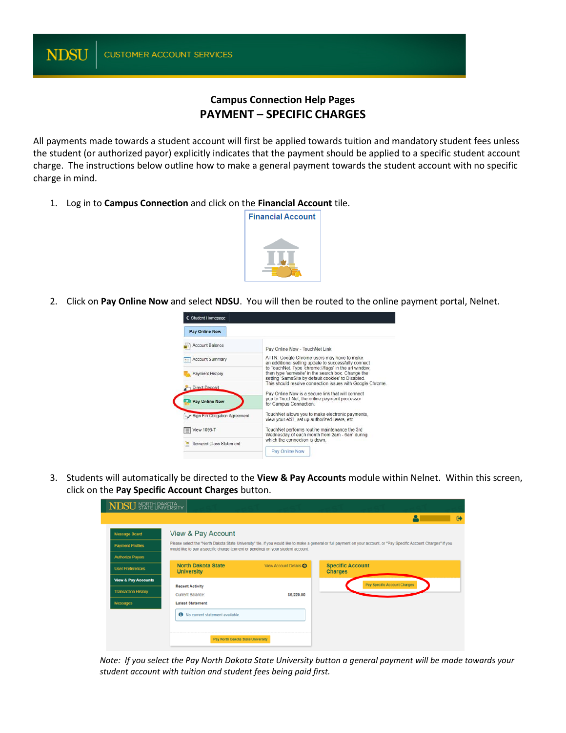NDSU | CUSTOMER ACCOUNT SERVICES

## Campus Connection Help Pages

# PAYMENT – SPECIFIC CHARGES

All payments made towards a student account will first be applied towards tuition and mandatory student fees unless the student (or authorized payor) explicitly indicates that the payment should be applied to a specific student account charge. The instructions below outline how to make a general payment towards the student account with no specific charge in mind.

1. Log in to **Campus Connection** and click on the **Financial Account** tile.

2. Click on **Pay Online Now** and select **NDSU**. You will then be routed to the online payment portal, Nelnet.

3. Students will automatically be directed to the **View & Pay Accounts** module within Nelnet. Within this screen, click on the **Pay Specific Account Charges** button.

*Note: If you select the Pay North Dakota State University button a general payment will be made towards your student account with tuition and student fees being paid first.*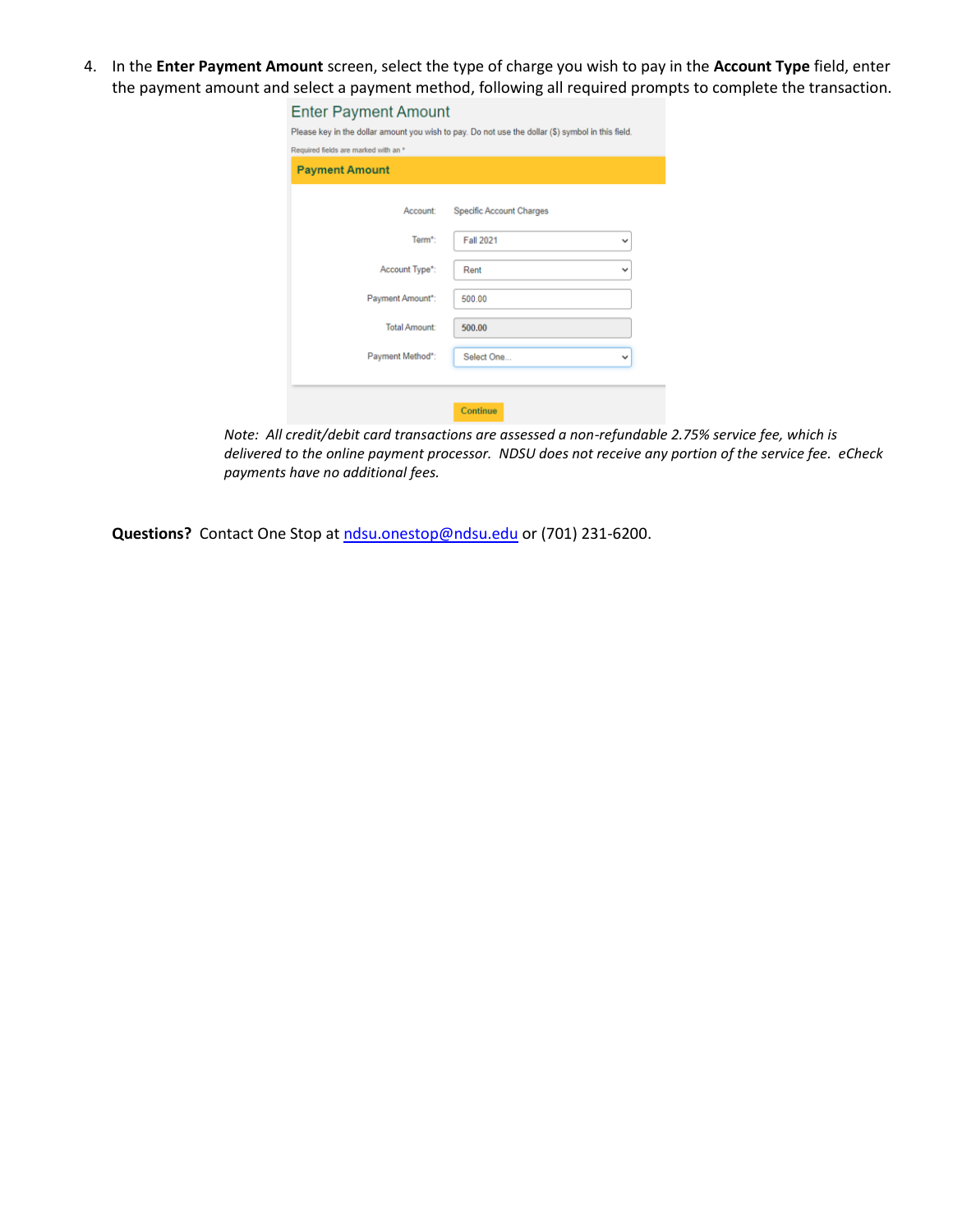4. In the **Enter Payment Amount** screen, select the type of charge you wish to pay in the **Account Type** field, enter the payment amount and select a payment method, following all required prompts to complete the transaction.

Enter Payment Amount

Please key in the dollar amount you wish to pay. Do not use the dollar ($) symbol in this field.

Required fields are marked with an *

**Payment Amount**

| | |
|---|---|
| Account: | Specific Account Charges |
| Term*: | Fall 2021 |
| Account Type*: | Rent |
| Payment Amount*: | 500.00 |
| Total Amount: | 500.00 |
| Payment Method*: | Select One... |

Continue

*Note: All credit/debit card transactions are assessed a non-refundable 2.75% service fee, which is delivered to the online payment processor. NDSU does not receive any portion of the service fee. eCheck payments have no additional fees.*

**Questions?** Contact One Stop at ndsu.onestop@ndsu.edu or (701) 231-6200.